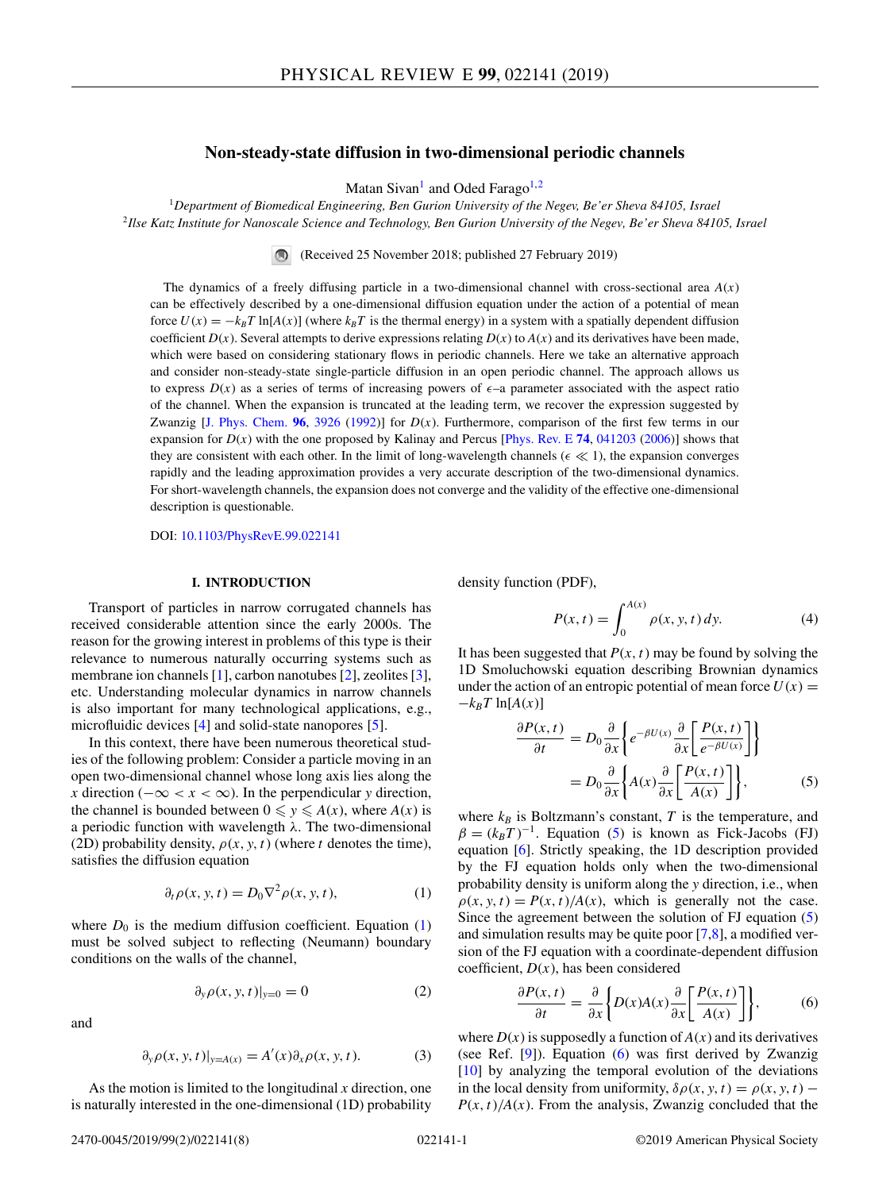# Non-steady-state diffusion in two-dimensional periodic channels

Matan Sivan[1] and Oded Farago[1,2]

[1]*Department of Biomedical Engineering, Ben Gurion University of the Negev, Be'er Sheva 84105, Israel*
[2]*Ilse Katz Institute for Nanoscale Science and Technology, Ben Gurion University of the Negev, Be'er Sheva 84105, Israel*

(Received 25 November 2018; published 27 February 2019)

The dynamics of a freely diffusing particle in a two-dimensional channel with cross-sectional area $A(x)$ can be effectively described by a one-dimensional diffusion equation under the action of a potential of mean force $U(x) = -k_BT \ln[A(x)]$ (where $k_BT$ is the thermal energy) in a system with a spatially dependent diffusion coefficient $D(x)$. Several attempts to derive expressions relating $D(x)$ to $A(x)$ and its derivatives have been made, which were based on considering stationary flows in periodic channels. Here we take an alternative approach and consider non-steady-state single-particle diffusion in an open periodic channel. The approach allows us to express $D(x)$ as a series of terms of increasing powers of $\epsilon$–a parameter associated with the aspect ratio of the channel. When the expression is truncated at the leading term, we recover the expression suggested by Zwanzig [J. Phys. Chem. **96**, 3926 (1992)] for $D(x)$. Furthermore, comparison of the first few terms in our expansion for $D(x)$ with the one proposed by Kalinay and Percus [Phys. Rev. E **74**, 041203 (2006)] shows that they are consistent with each other. In the limit of long-wavelength channels ($\epsilon \ll 1$), the expansion converges rapidly and the leading approximation provides a very accurate description of the two-dimensional dynamics. For short-wavelength channels, the expansion does not converge and the validity of the effective one-dimensional description is questionable.

DOI: 10.1103/PhysRevE.99.022141

## I. INTRODUCTION

Transport of particles in narrow corrugated channels has received considerable attention since the early 2000s. The reason for the growing interest in problems of this type is their relevance to numerous naturally occurring systems such as membrane ion channels [1], carbon nanotubes [2], zeolites [3], etc. Understanding molecular dynamics in narrow channels is also important for many technological applications, e.g., microfluidic devices [4] and solid-state nanopores [5].

In this context, there have been numerous theoretical studies of the following problem: Consider a particle moving in an open two-dimensional channel whose long axis lies along the $x$ direction ($-\infty < x < \infty$). In the perpendicular $y$ direction, the channel is bounded between $0 \leqslant y \leqslant A(x)$, where $A(x)$ is a periodic function with wavelength $\lambda$. The two-dimensional (2D) probability density, $\rho(x, y, t)$ (where $t$ denotes the time), satisfies the diffusion equation

$$\partial_t \rho(x, y, t) = D_0 \nabla^2 \rho(x, y, t), \tag{1}$$

where $D_0$ is the medium diffusion coefficient. Equation (1) must be solved subject to reflecting (Neumann) boundary conditions on the walls of the channel,

$$\partial_y \rho(x, y, t)|_{y=0} = 0 \tag{2}$$

and

$$\partial_y \rho(x, y, t)|_{y=A(x)} = A'(x)\partial_x \rho(x, y, t). \tag{3}$$

As the motion is limited to the longitudinal $x$ direction, one is naturally interested in the one-dimensional (1D) probability density function (PDF),

$$P(x, t) = \int_0^{A(x)} \rho(x, y, t)\, dy. \tag{4}$$

It has been suggested that $P(x, t)$ may be found by solving the 1D Smoluchowski equation describing Brownian dynamics under the action of an entropic potential of mean force $U(x) = -k_BT \ln[A(x)]$

$$\begin{aligned}\frac{\partial P(x, t)}{\partial t} &= D_0 \frac{\partial}{\partial x}\left\{ e^{-\beta U(x)} \frac{\partial}{\partial x}\left[\frac{P(x, t)}{e^{-\beta U(x)}}\right]\right\} \\ &= D_0 \frac{\partial}{\partial x}\left\{ A(x) \frac{\partial}{\partial x}\left[\frac{P(x, t)}{A(x)}\right]\right\},\end{aligned} \tag{5}$$

where $k_B$ is Boltzmann's constant, $T$ is the temperature, and $\beta = (k_BT)^{-1}$. Equation (5) is known as Fick-Jacobs (FJ) equation [6]. Strictly speaking, the 1D description provided by the FJ equation holds only when the two-dimensional probability density is uniform along the $y$ direction, i.e., when $\rho(x, y, t) = P(x, t)/A(x)$, which is generally not the case. Since the agreement between the solution of FJ equation (5) and simulation results may be quite poor [7,8], a modified version of the FJ equation with a coordinate-dependent diffusion coefficient, $D(x)$, has been considered

$$\frac{\partial P(x, t)}{\partial t} = \frac{\partial}{\partial x}\left\{ D(x)A(x) \frac{\partial}{\partial x}\left[\frac{P(x, t)}{A(x)}\right]\right\}, \tag{6}$$

where $D(x)$ is supposedly a function of $A(x)$ and its derivatives (see Ref. [9]). Equation (6) was first derived by Zwanzig [10] by analyzing the temporal evolution of the deviations in the local density from uniformity, $\delta\rho(x, y, t) = \rho(x, y, t) - P(x, t)/A(x)$. From the analysis, Zwanzig concluded that the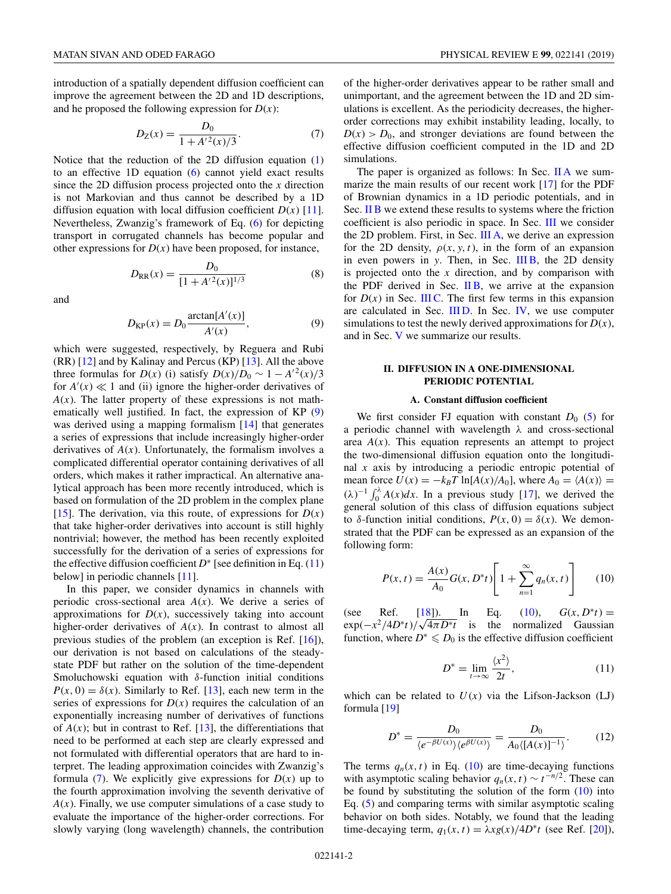introduction of a spatially dependent diffusion coefficient can improve the agreement between the 2D and 1D descriptions, and he proposed the following expression for $D(x)$:

$$D_{\rm Z}(x) = \frac{D_0}{1 + A'^2(x)/3}. \qquad (7)$$

Notice that the reduction of the 2D diffusion equation (1) to an effective 1D equation (6) cannot yield exact results since the 2D diffusion process projected onto the $x$ direction is not Markovian and thus cannot be described by a 1D diffusion equation with local diffusion coefficient $D(x)$ [11]. Nevertheless, Zwanzig's framework of Eq. (6) for depicting transport in corrugated channels has become popular and other expressions for $D(x)$ have been proposed, for instance,

$$D_{\rm RR}(x) = \frac{D_0}{[1 + A'^2(x)]^{1/3}} \qquad (8)$$

and

$$D_{\rm KP}(x) = D_0 \frac{\arctan[A'(x)]}{A'(x)}, \qquad (9)$$

which were suggested, respectively, by Reguera and Rubi (RR) [12] and by Kalinay and Percus (KP) [13]. All the above three formulas for $D(x)$ (i) satisfy $D(x)/D_0 \sim 1 - A'^2(x)/3$ for $A'(x) \ll 1$ and (ii) ignore the higher-order derivatives of $A(x)$. The latter property of these expressions is not mathematically well justified. In fact, the expression of KP (9) was derived using a mapping formalism [14] that generates a series of expressions that include increasingly higher-order derivatives of $A(x)$. Unfortunately, the formalism involves a complicated differential operator containing derivatives of all orders, which makes it rather impractical. An alternative analytical approach has been more recently introduced, which is based on formulation of the 2D problem in the complex plane [15]. The derivation, via this route, of expressions for $D(x)$ that take higher-order derivatives into account is still highly nontrivial; however, the method has been recently exploited successfully for the derivation of a series of expressions for the effective diffusion coefficient $D^*$ [see definition in Eq. (11) below] in periodic channels [11].

In this paper, we consider dynamics in channels with periodic cross-sectional area $A(x)$. We derive a series of approximations for $D(x)$, successively taking into account higher-order derivatives of $A(x)$. In contrast to almost all previous studies of the problem (an exception is Ref. [16]), our derivation is not based on calculations of the steady-state PDF but rather on the solution of the time-dependent Smoluchowski equation with $\delta$-function initial conditions $P(x, 0) = \delta(x)$. Similarly to Ref. [13], each new term in the series of expressions for $D(x)$ requires the calculation of an exponentially increasing number of derivatives of functions of $A(x)$; but in contrast to Ref. [13], the differentiations that need to be performed at each step are clearly expressed and not formulated with differential operators that are hard to interpret. The leading approximation coincides with Zwanzig's formula (7). We explicitly give expressions for $D(x)$ up to the fourth approximation involving the seventh derivative of $A(x)$. Finally, we use computer simulations of a case study to evaluate the importance of the higher-order corrections. For slowly varying (long wavelength) channels, the contribution of the higher-order derivatives appear to be rather small and unimportant, and the agreement between the 1D and 2D simulations is excellent. As the periodicity decreases, the higher-order corrections may exhibit instability leading, locally, to $D(x) > D_0$, and stronger deviations are found between the effective diffusion coefficient computed in the 1D and 2D simulations.

The paper is organized as follows: In Sec. II A we summarize the main results of our recent work [17] for the PDF of Brownian dynamics in a 1D periodic potentials, and in Sec. II B we extend these results to systems where the friction coefficient is also periodic in space. In Sec. III we consider the 2D problem. First, in Sec. III A, we derive an expression for the 2D density, $\rho(x, y, t)$, in the form of an expansion in even powers in $y$. Then, in Sec. III B, the 2D density is projected onto the $x$ direction, and by comparison with the PDF derived in Sec. II B, we arrive at the expansion for $D(x)$ in Sec. III C. The first few terms in this expansion are calculated in Sec. III D. In Sec. IV, we use computer simulations to test the newly derived approximations for $D(x)$, and in Sec. V we summarize our results.

## II. DIFFUSION IN A ONE-DIMENSIONAL PERIODIC POTENTIAL

### A. Constant diffusion coefficient

We first consider FJ equation with constant $D_0$ (5) for a periodic channel with wavelength $\lambda$ and cross-sectional area $A(x)$. This equation represents an attempt to project the two-dimensional diffusion equation onto the longitudinal $x$ axis by introducing a periodic entropic potential of mean force $U(x) = -k_B T \ln[A(x)/A_0]$, where $A_0 = \langle A(x) \rangle = (\lambda)^{-1} \int_0^\lambda A(x) dx$. In a previous study [17], we derived the general solution of this class of diffusion equations subject to $\delta$-function initial conditions, $P(x, 0) = \delta(x)$. We demonstrated that the PDF can be expressed as an expansion of the following form:

$$P(x, t) = \frac{A(x)}{A_0} G(x, D^* t) \left[ 1 + \sum_{n=1}^{\infty} q_n(x, t) \right] \qquad (10)$$

(see Ref. [18]). In Eq. (10), $G(x, D^* t) = \exp(-x^2/4D^* t)/\sqrt{4\pi D^* t}$ is the normalized Gaussian function, where $D^* \leqslant D_0$ is the effective diffusion coefficient

$$D^* = \lim_{t \to \infty} \frac{\langle x^2 \rangle}{2t}, \qquad (11)$$

which can be related to $U(x)$ via the Lifson-Jackson (LJ) formula [19]

$$D^* = \frac{D_0}{\langle e^{-\beta U(x)} \rangle \langle e^{\beta U(x)} \rangle} = \frac{D_0}{A_0 \langle [A(x)]^{-1} \rangle}. \qquad (12)$$

The terms $q_n(x, t)$ in Eq. (10) are time-decaying functions with asymptotic scaling behavior $q_n(x, t) \sim t^{-n/2}$. These can be found by substituting the solution of the form (10) into Eq. (5) and comparing terms with similar asymptotic scaling behavior on both sides. Notably, we found that the leading time-decaying term, $q_1(x, t) = \lambda x g(x)/4D^* t$ (see Ref. [20]),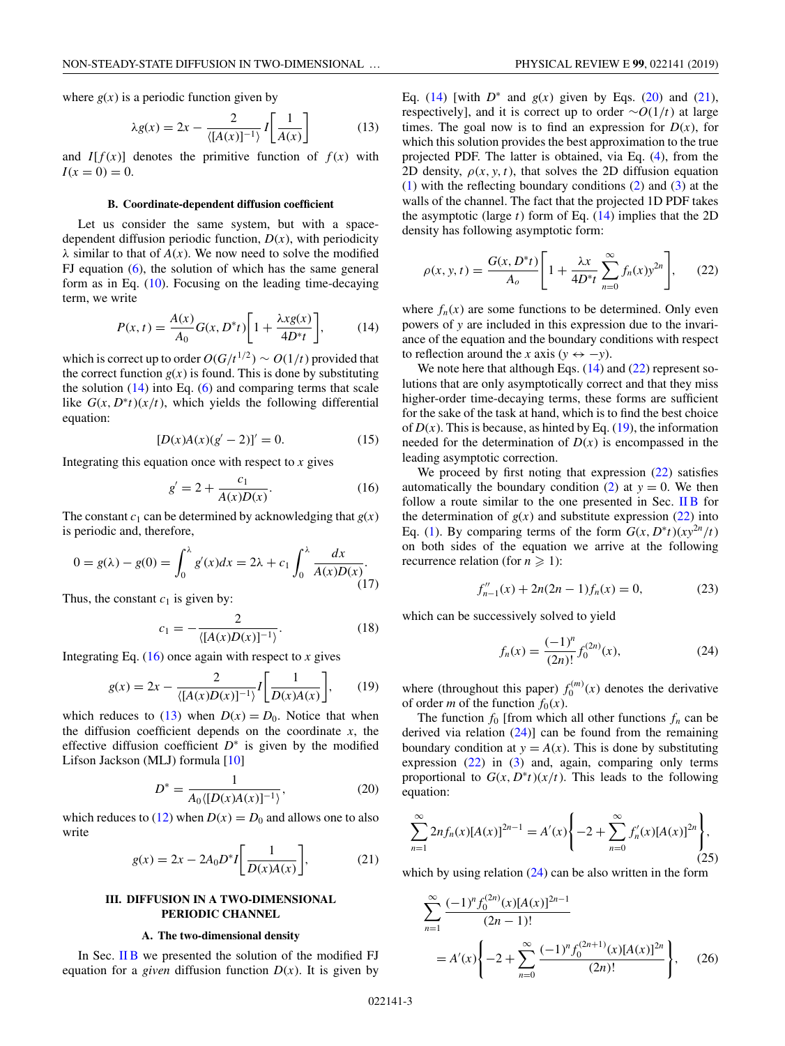where $g(x)$ is a periodic function given by

$$\lambda g(x) = 2x - \frac{2}{\langle [A(x)]^{-1} \rangle} I\left[\frac{1}{A(x)}\right] \tag{13}$$

and $I[f(x)]$ denotes the primitive function of $f(x)$ with $I(x=0)=0$.

### B. Coordinate-dependent diffusion coefficient

Let us consider the same system, but with a space-dependent diffusion periodic function, $D(x)$, with periodicity $\lambda$ similar to that of $A(x)$. We now need to solve the modified FJ equation (6), the solution of which has the same general form as in Eq. (10). Focusing on the leading time-decaying term, we write

$$P(x,t) = \frac{A(x)}{A_0} G(x, D^* t)\left[1 + \frac{\lambda x g(x)}{4D^* t}\right], \tag{14}$$

which is correct up to order $O(G/t^{1/2}) \sim O(1/t)$ provided that the correct function $g(x)$ is found. This is done by substituting the solution (14) into Eq. (6) and comparing terms that scale like $G(x, D^* t)(x/t)$, which yields the following differential equation:

$$[D(x)A(x)(g' - 2)]' = 0. \tag{15}$$

Integrating this equation once with respect to $x$ gives

$$g' = 2 + \frac{c_1}{A(x)D(x)}. \tag{16}$$

The constant $c_1$ can be determined by acknowledging that $g(x)$ is periodic and, therefore,

$$0 = g(\lambda) - g(0) = \int_0^\lambda g'(x)dx = 2\lambda + c_1 \int_0^\lambda \frac{dx}{A(x)D(x)}. \tag{17}$$

Thus, the constant $c_1$ is given by:

$$c_1 = -\frac{2}{\langle [A(x)D(x)]^{-1} \rangle}. \tag{18}$$

Integrating Eq. (16) once again with respect to $x$ gives

$$g(x) = 2x - \frac{2}{\langle [A(x)D(x)]^{-1} \rangle} I\left[\frac{1}{D(x)A(x)}\right], \tag{19}$$

which reduces to (13) when $D(x) = D_0$. Notice that when the diffusion coefficient depends on the coordinate $x$, the effective diffusion coefficient $D^*$ is given by the modified Lifson Jackson (MLJ) formula [10]

$$D^* = \frac{1}{A_0 \langle [D(x)A(x)]^{-1} \rangle}, \tag{20}$$

which reduces to (12) when $D(x) = D_0$ and allows one to also write

$$g(x) = 2x - 2A_0 D^* I\left[\frac{1}{D(x)A(x)}\right], \tag{21}$$

## III. DIFFUSION IN A TWO-DIMENSIONAL PERIODIC CHANNEL

### A. The two-dimensional density

In Sec. II B we presented the solution of the modified FJ equation for a *given* diffusion function $D(x)$. It is given by Eq. (14) [with $D^*$ and $g(x)$ given by Eqs. (20) and (21), respectively], and it is correct up to order $\sim O(1/t)$ at large times. The goal now is to find an expression for $D(x)$, for which this solution provides the best approximation to the true projected PDF. The latter is obtained, via Eq. (4), from the 2D density, $\rho(x,y,t)$, that solves the 2D diffusion equation (1) with the reflecting boundary conditions (2) and (3) at the walls of the channel. The fact that the projected 1D PDF takes the asymptotic (large $t$) form of Eq. (14) implies that the 2D density has following asymptotic form:

$$\rho(x,y,t) = \frac{G(x, D^* t)}{A_o}\left[1 + \frac{\lambda x}{4D^* t}\sum_{n=0}^{\infty} f_n(x) y^{2n}\right], \tag{22}$$

where $f_n(x)$ are some functions to be determined. Only even powers of $y$ are included in this expression due to the invariance of the equation and the boundary conditions with respect to reflection around the $x$ axis ($y \leftrightarrow -y$).

We note here that although Eqs. (14) and (22) represent solutions that are only asymptotically correct and that they miss higher-order time-decaying terms, these forms are sufficient for the sake of the task at hand, which is to find the best choice of $D(x)$. This is because, as hinted by Eq. (19), the information needed for the determination of $D(x)$ is encompassed in the leading asymptotic correction.

We proceed by first noting that expression (22) satisfies automatically the boundary condition (2) at $y = 0$. We then follow a route similar to the one presented in Sec. II B for the determination of $g(x)$ and substitute expression (22) into Eq. (1). By comparing terms of the form $G(x, D^* t)(xy^{2n}/t)$ on both sides of the equation we arrive at the following recurrence relation (for $n \geqslant 1$):

$$f''_{n-1}(x) + 2n(2n-1)f_n(x) = 0, \tag{23}$$

which can be successively solved to yield

$$f_n(x) = \frac{(-1)^n}{(2n)!} f_0^{(2n)}(x), \tag{24}$$

where (throughout this paper) $f_0^{(m)}(x)$ denotes the derivative of order $m$ of the function $f_0(x)$.

The function $f_0$ [from which all other functions $f_n$ can be derived via relation (24)] can be found from the remaining boundary condition at $y = A(x)$. This is done by substituting expression (22) in (3) and, again, comparing only terms proportional to $G(x, D^* t)(x/t)$. This leads to the following equation:

$$\sum_{n=1}^{\infty} 2n f_n(x)[A(x)]^{2n-1} = A'(x)\left\{-2 + \sum_{n=0}^{\infty} f'_n(x)[A(x)]^{2n}\right\}, \tag{25}$$

which by using relation (24) can be also written in the form

$$\sum_{n=1}^{\infty} \frac{(-1)^n f_0^{(2n)}(x)[A(x)]^{2n-1}}{(2n-1)!} = A'(x)\left\{-2 + \sum_{n=0}^{\infty} \frac{(-1)^n f_0^{(2n+1)}(x)[A(x)]^{2n}}{(2n)!}\right\}, \tag{26}$$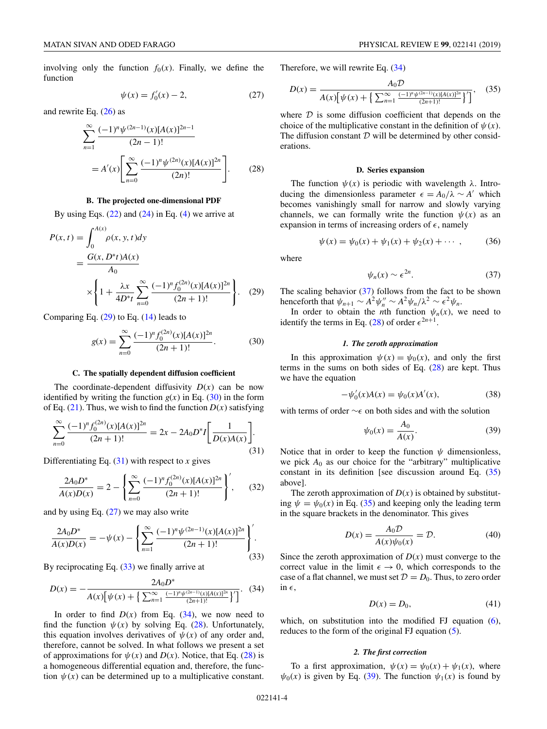involving only the function $f_0(x)$. Finally, we define the function

$$\psi(x) = f_0'(x) - 2, \tag{27}$$

and rewrite Eq. (26) as

$$\sum_{n=1}^{\infty} \frac{(-1)^n \psi^{(2n-1)}(x)[A(x)]^{2n-1}}{(2n-1)!} = A'(x)\left[\sum_{n=0}^{\infty} \frac{(-1)^n \psi^{(2n)}(x)[A(x)]^{2n}}{(2n)!}\right]. \tag{28}$$

### B. The projected one-dimensional PDF

By using Eqs. (22) and (24) in Eq. (4) we arrive at

$$P(x,t) = \int_0^{A(x)} \rho(x,y,t)dy = \frac{G(x, D^*t)A(x)}{A_0} \times \left\{1 + \frac{\lambda x}{4D^*t}\sum_{n=0}^{\infty} \frac{(-1)^n f_0^{(2n)}(x)[A(x)]^{2n}}{(2n+1)!}\right\}. \tag{29}$$

Comparing Eq. (29) to Eq. (14) leads to

$$g(x) = \sum_{n=0}^{\infty} \frac{(-1)^n f_0^{(2n)}(x)[A(x)]^{2n}}{(2n+1)!}. \tag{30}$$

### C. The spatially dependent diffusion coefficient

The coordinate-dependent diffusivity $D(x)$ can be now identified by writing the function $g(x)$ in Eq. (30) in the form of Eq. (21). Thus, we wish to find the function $D(x)$ satisfying

$$\sum_{n=0}^{\infty} \frac{(-1)^n f_0^{(2n)}(x)[A(x)]^{2n}}{(2n+1)!} = 2x - 2A_0 D^* I\left[\frac{1}{D(x)A(x)}\right]. \tag{31}$$

Differentiating Eq. (31) with respect to $x$ gives

$$\frac{2A_0 D^*}{A(x)D(x)} = 2 - \left\{\sum_{n=0}^{\infty} \frac{(-1)^n f_0^{(2n)}(x)[A(x)]^{2n}}{(2n+1)!}\right\}', \tag{32}$$

and by using Eq. (27) we may also write

$$\frac{2A_0 D^*}{A(x)D(x)} = -\psi(x) - \left\{\sum_{n=1}^{\infty} \frac{(-1)^n \psi^{(2n-1)}(x)[A(x)]^{2n}}{(2n+1)!}\right\}'. \tag{33}$$

By reciprocating Eq. (33) we finally arrive at

$$D(x) = -\frac{2A_0 D^*}{A(x)\left[\psi(x) + \left\{\sum_{n=1}^{\infty} \frac{(-1)^n \psi^{(2n-1)}(x)[A(x)]^{2n}}{(2n+1)!}\right\}'\right]}. \tag{34}$$

In order to find $D(x)$ from Eq. (34), we now need to find the function $\psi(x)$ by solving Eq. (28). Unfortunately, this equation involves derivatives of $\psi(x)$ of any order and, therefore, cannot be solved. In what follows we present a set of approximations for $\psi(x)$ and $D(x)$. Notice, that Eq. (28) is a homogeneous differential equation and, therefore, the function $\psi(x)$ can be determined up to a multiplicative constant. Therefore, we will rewrite Eq. (34)

$$D(x) = \frac{A_0 \mathcal{D}}{A(x)\left[\psi(x) + \left\{\sum_{n=1}^{\infty} \frac{(-1)^n \psi^{(2n-1)}(x)[A(x)]^{2n}}{(2n+1)!}\right\}'\right]}, \tag{35}$$

where $\mathcal{D}$ is some diffusion coefficient that depends on the choice of the multiplicative constant in the definition of $\psi(x)$. The diffusion constant $\mathcal{D}$ will be determined by other considerations.

### D. Series expansion

The function $\psi(x)$ is periodic with wavelength $\lambda$. Introducing the dimensionless parameter $\epsilon = A_0/\lambda \sim A'$ which becomes vanishingly small for narrow and slowly varying channels, we can formally write the function $\psi(x)$ as an expansion in terms of increasing orders of $\epsilon$, namely

$$\psi(x) = \psi_0(x) + \psi_1(x) + \psi_2(x) + \cdots, \tag{36}$$

where

$$\psi_n(x) \sim \epsilon^{2n}. \tag{37}$$

The scaling behavior (37) follows from the fact to be shown henceforth that $\psi_{n+1} \sim A^2\psi_n'' \sim A^2\psi_n/\lambda^2 \sim \epsilon^2\psi_n$.

In order to obtain the $n$th function $\psi_n(x)$, we need to identify the terms in Eq. (28) of order $\epsilon^{2n+1}$.

#### *1. The zeroth approximation*

In this approximation $\psi(x) = \psi_0(x)$, and only the first terms in the sums on both sides of Eq. (28) are kept. Thus we have the equation

$$-\psi_0'(x)A(x) = \psi_0(x)A'(x), \tag{38}$$

with terms of order $\sim\epsilon$ on both sides and with the solution

$$\psi_0(x) = \frac{A_0}{A(x)}. \tag{39}$$

Notice that in order to keep the function $\psi$ dimensionless, we pick $A_0$ as our choice for the "arbitrary" multiplicative constant in its definition [see discussion around Eq. (35) above].

The zeroth approximation of $D(x)$ is obtained by substituting $\psi = \psi_0(x)$ in Eq. (35) and keeping only the leading term in the square brackets in the denominator. This gives

$$D(x) = \frac{A_0\mathcal{D}}{A(x)\psi_0(x)} = \mathcal{D}. \tag{40}$$

Since the zeroth approximation of $D(x)$ must converge to the correct value in the limit $\epsilon \to 0$, which corresponds to the case of a flat channel, we must set $\mathcal{D} = D_0$. Thus, to zero order in $\epsilon$,

$$D(x) = D_0, \tag{41}$$

which, on substitution into the modified FJ equation (6), reduces to the form of the original FJ equation (5).

#### *2. The first correction*

To a first approximation, $\psi(x) = \psi_0(x) + \psi_1(x)$, where $\psi_0(x)$ is given by Eq. (39). The function $\psi_1(x)$ is found by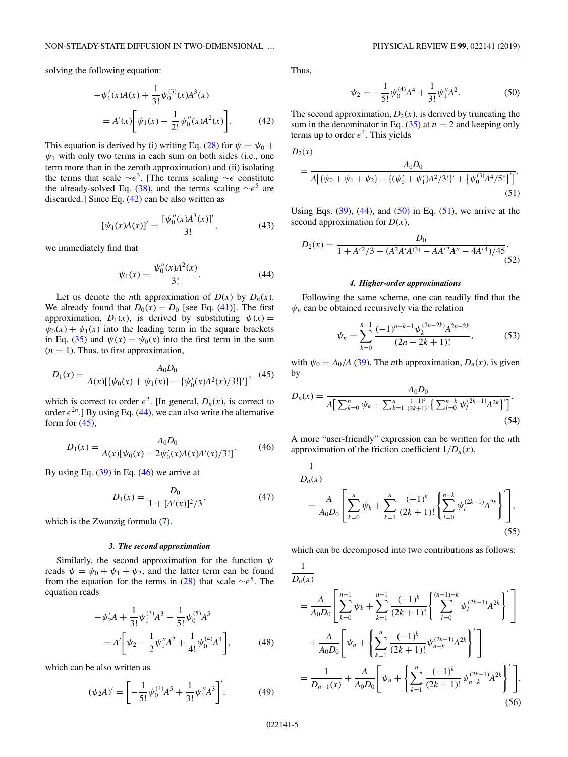solving the following equation:

$$
\begin{aligned}
&-\psi_1'(x)A(x) + \frac{1}{3!}\psi_0^{(3)}(x)A^3(x) \\
&\quad = A'(x)\left[\psi_1(x) - \frac{1}{2!}\psi_0''(x)A^2(x)\right].
\end{aligned} \tag{42}
$$

This equation is derived by (i) writing Eq. (28) for $\psi = \psi_0 + \psi_1$ with only two terms in each sum on both sides (i.e., one term more than in the zeroth approximation) and (ii) isolating the terms that scale $\sim\epsilon^3$. [The terms scaling $\sim\epsilon$ constitute the already-solved Eq. (38), and the terms scaling $\sim\epsilon^5$ are discarded.] Since Eq. (42) can be also written as

$$
[\psi_1(x)A(x)]' = \frac{[\psi_0''(x)A^3(x)]'}{3!}, \tag{43}
$$

we immediately find that

$$
\psi_1(x) = \frac{\psi_0''(x)A^2(x)}{3!}. \tag{44}
$$

Let us denote the $n$th approximation of $D(x)$ by $D_n(x)$. We already found that $D_0(x) = D_0$ [see Eq. (41)]. The first approximation, $D_1(x)$, is derived by substituting $\psi(x) = \psi_0(x) + \psi_1(x)$ into the leading term in the square brackets in Eq. (35) and $\psi(x) = \psi_0(x)$ into the first term in the sum ($n = 1$). Thus, to first approximation,

$$
D_1(x) = \frac{A_0 D_0}{A(x)[\{\psi_0(x) + \psi_1(x)\} - \{\psi_0'(x)A^2(x)/3!\}']}, \tag{45}
$$

which is correct to order $\epsilon^2$. [In general, $D_n(x)$, is correct to order $\epsilon^{2n}$.] By using Eq. (44), we can also write the alternative form for (45),

$$
D_1(x) = \frac{A_0 D_0}{A(x)[\psi_0(x) - 2\psi_0'(x)A(x)A'(x)/3!]}. \tag{46}
$$

By using Eq. (39) in Eq. (46) we arrive at

$$
D_1(x) = \frac{D_0}{1 + [A'(x)]^2/3}, \tag{47}
$$

which is the Zwanzig formula (7).

### 3. The second approximation

Similarly, the second approximation for the function $\psi$ reads $\psi = \psi_0 + \psi_1 + \psi_2$, and the latter term can be found from the equation for the terms in (28) that scale $\sim\epsilon^5$. The equation reads

$$
\begin{aligned}
&-\psi_2'A + \frac{1}{3!}\psi_1^{(3)}A^3 - \frac{1}{5!}\psi_0^{(5)}A^5 \\
&\quad = A'\left[\psi_2 - \frac{1}{2}\psi_1''A^2 + \frac{1}{4!}\psi_0^{(4)}A^4\right],
\end{aligned} \tag{48}
$$

which can be also written as

$$
(\psi_2 A)' = \left[-\frac{1}{5!}\psi_0^{(4)}A^5 + \frac{1}{3!}\psi_1''A^3\right]'. \tag{49}
$$

Thus,

$$
\psi_2 = -\frac{1}{5!}\psi_0^{(4)}A^4 + \frac{1}{3!}\psi_1''A^2. \tag{50}
$$

The second approximation, $D_2(x)$, is derived by truncating the sum in the denominator in Eq. (35) at $n = 2$ and keeping only terms up to order $\epsilon^4$. This yields

$$
D_2(x) = \frac{A_0 D_0}{A\big[\{\psi_0 + \psi_1 + \psi_2\} - \{(\psi_0' + \psi_1')A^2/3!\}' + \{\psi_0^{(3)}A^4/5!\}'\big]}. \tag{51}
$$

Using Eqs. (39), (44), and (50) in Eq. (51), we arrive at the second approximation for $D(x)$,

$$
D_2(x) = \frac{D_0}{1 + A'^2/3 + (A^2A'A^{(3)} - AA'^2A'' - 4A'^4)/45}. \tag{52}
$$

### 4. Higher-order approximations

Following the same scheme, one can readily find that the $\psi_n$ can be obtained recursively via the relation

$$
\psi_n = \sum_{k=0}^{n-1} \frac{(-1)^{n-k-1}\psi_k^{(2n-2k)}A^{2n-2k}}{(2n-2k+1)!}, \tag{53}
$$

with $\psi_0 = A_0/A$ (39). The $n$th approximation, $D_n(x)$, is given by

$$
D_n(x) = \frac{A_0 D_0}{A\big[\sum_{k=0}^{n}\psi_k + \sum_{k=1}^{n}\frac{(-1)^k}{(2k+1)!}\big\{\sum_{l=0}^{n-k}\psi_l^{(2k-1)}A^{2k}\big\}'\big]}. \tag{54}
$$

A more "user-friendly" expression can be written for the $n$th approximation of the friction coefficient $1/D_n(x)$,

$$
\frac{1}{D_n(x)} = \frac{A}{A_0 D_0}\left[\sum_{k=0}^{n}\psi_k + \sum_{k=1}^{n}\frac{(-1)^k}{(2k+1)!}\left\{\sum_{l=0}^{n-k}\psi_l^{(2k-1)}A^{2k}\right\}'\right], \tag{55}
$$

which can be decomposed into two contributions as follows:

$$
\begin{aligned}
\frac{1}{D_n(x)} &= \frac{A}{A_0 D_0}\left[\sum_{k=0}^{n-1}\psi_k + \sum_{k=1}^{n-1}\frac{(-1)^k}{(2k+1)!}\left\{\sum_{l=0}^{(n-1)-k}\psi_l^{(2k-1)}A^{2k}\right\}'\right] \\
&\quad + \frac{A}{A_0 D_0}\left[\psi_n + \left\{\sum_{k=1}^{n}\frac{(-1)^k}{(2k+1)!}\psi_{n-k}^{(2k-1)}A^{2k}\right\}'\right] \\
&= \frac{1}{D_{n-1}(x)} + \frac{A}{A_0 D_0}\left[\psi_n + \left\{\sum_{k=1}^{n}\frac{(-1)^k}{(2k+1)!}\psi_{n-k}^{(2k-1)}A^{2k}\right\}'\right].
\end{aligned} \tag{56}
$$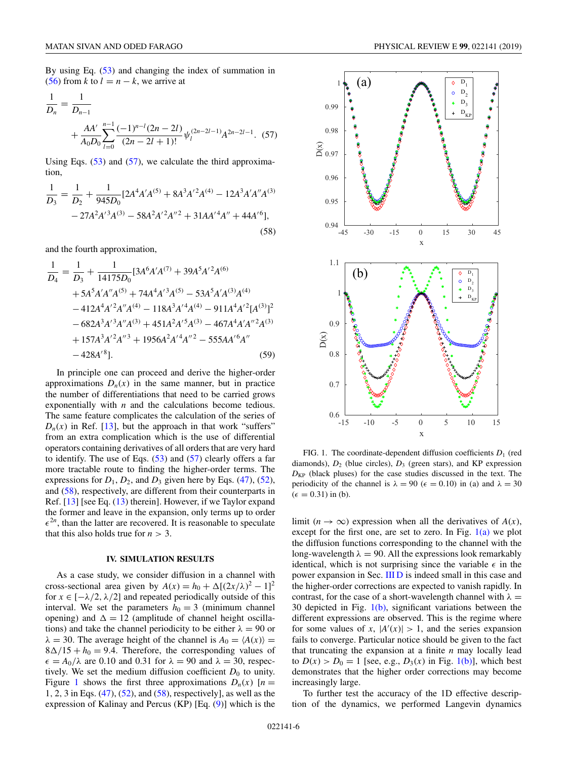By using Eq. (53) and changing the index of summation in (56) from $k$ to $l = n - k$, we arrive at

$$\frac{1}{D_n} = \frac{1}{D_{n-1}} + \frac{AA'}{A_0 D_0} \sum_{l=0}^{n-1} \frac{(-1)^{n-l}(2n-2l)}{(2n-2l+1)!} \psi_l^{(2n-2l-1)} A^{2n-2l-1}. \quad (57)$$

Using Eqs. (53) and (57), we calculate the third approximation,

$$\frac{1}{D_3} = \frac{1}{D_2} + \frac{1}{945 D_0}[2A^4 A' A^{(5)} + 8A^3 A'^2 A^{(4)} - 12A^3 A' A'' A^{(3)} - 27A^2 A'^3 A^{(3)} - 58A^2 A'^2 A''^2 + 31AA'^4 A'' + 44A'^6], \quad (58)$$

and the fourth approximation,

$$\begin{aligned}\frac{1}{D_4} = \frac{1}{D_3} + \frac{1}{14175 D_0}[&3A^6 A' A^{(7)} + 39A^5 A'^2 A^{(6)} \\ &+ 5A^5 A' A'' A^{(5)} + 74A^4 A'^3 A^{(5)} - 53A^5 A' A^{(3)} A^{(4)} \\ &- 412A^4 A'^2 A'' A^{(4)} - 118A^3 A'^4 A^{(4)} - 911A^4 A'^2 [A^{(3)}]^2 \\ &- 682A^3 A'^3 A'' A^{(3)} + 451A^2 A'^5 A^{(3)} - 467A^4 A' A''^2 A^{(3)} \\ &+ 157A^3 A'^2 A''^3 + 1956A^2 A'^4 A''^2 - 555AA'^6 A'' \\ &- 428A'^8]. \end{aligned} \quad (59)$$

In principle one can proceed and derive the higher-order approximations $D_n(x)$ in the same manner, but in practice the number of differentiations that need to be carried grows exponentially with $n$ and the calculations become tedious. The same feature complicates the calculation of the series of $D_n(x)$ in Ref. [13], but the approach in that work "suffers" from an extra complication which is the use of differential operators containing derivatives of all orders that are very hard to identify. The use of Eqs. (53) and (57) clearly offers a far more tractable route to finding the higher-order terms. The expressions for $D_1$, $D_2$, and $D_3$ given here by Eqs. (47), (52), and (58), respectively, are different from their counterparts in Ref. [13] [see Eq. (13) therein]. However, if we Taylor expand the former and leave in the expansion, only terms up to order $\epsilon^{2n}$, than the latter are recovered. It is reasonable to speculate that this also holds true for $n > 3$.

## IV. SIMULATION RESULTS

As a case study, we consider diffusion in a channel with cross-sectional area given by $A(x) = h_0 + \Delta[(2x/\lambda)^2 - 1]^2$ for $x \in [-\lambda/2, \lambda/2]$ and repeated periodically outside of this interval. We set the parameters $h_0 = 3$ (minimum channel opening) and $\Delta = 12$ (amplitude of channel height oscillations) and take the channel periodicity to be either $\lambda = 90$ or $\lambda = 30$. The average height of the channel is $A_0 = \langle A(x) \rangle = 8\Delta/15 + h_0 = 9.4$. Therefore, the corresponding values of $\epsilon = A_0/\lambda$ are 0.10 and 0.31 for $\lambda = 90$ and $\lambda = 30$, respectively. We set the medium diffusion coefficient $D_0$ to unity. Figure 1 shows the first three approximations $D_n(x)$ [$n = 1, 2, 3$ in Eqs. (47), (52), and (58), respectively], as well as the expression of Kalinay and Percus (KP) [Eq. (9)] which is the limit ($n \to \infty$) expression when all the derivatives of $A(x)$, except for the first one, are set to zero. In Fig. 1(a) we plot the diffusion functions corresponding to the channel with the long-wavelength $\lambda = 90$. All the expressions look remarkably identical, which is not surprising since the variable $\epsilon$ in the power expansion in Sec. III D is indeed small in this case and the higher-order corrections are expected to vanish rapidly. In contrast, for the case of a short-wavelength channel with $\lambda = 30$ depicted in Fig. 1(b), significant variations between the different expressions are observed. This is the regime where for some values of $x$, $|A'(x)| > 1$, and the series expansion fails to converge. Particular notice should be given to the fact that truncating the expansion at a finite $n$ may locally lead to $D(x) > D_0 = 1$ [see, e.g., $D_3(x)$ in Fig. 1(b)], which best demonstrates that the higher order corrections may become increasingly large.

FIG. 1. The coordinate-dependent diffusion coefficients $D_1$ (red diamonds), $D_2$ (blue circles), $D_3$ (green stars), and KP expression $D_{\mathrm{KP}}$ (black pluses) for the case studies discussed in the text. The periodicity of the channel is $\lambda = 90$ ($\epsilon = 0.10$) in (a) and $\lambda = 30$ ($\epsilon = 0.31$) in (b).

To further test the accuracy of the 1D effective description of the dynamics, we performed Langevin dynamics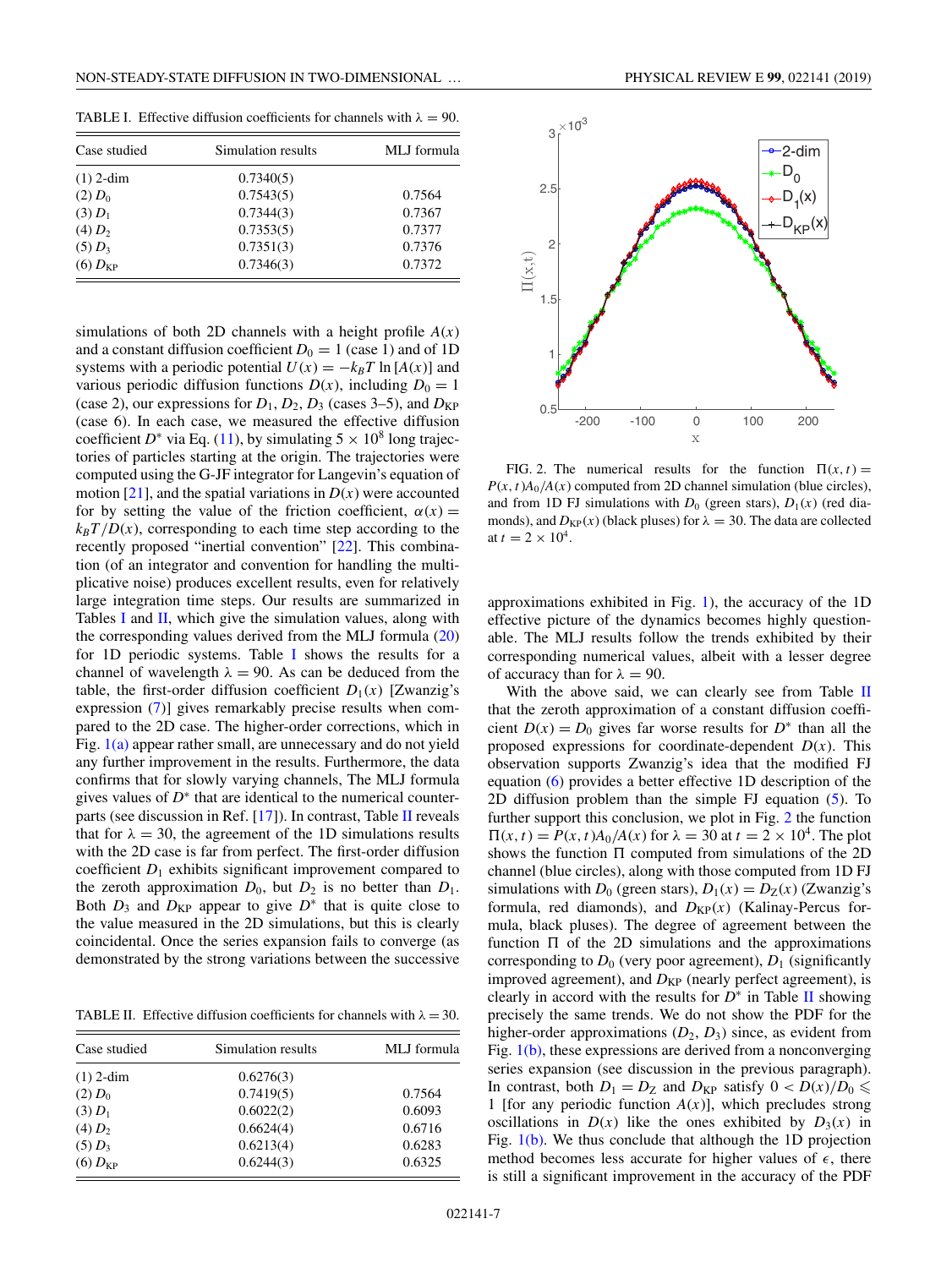TABLE I. Effective diffusion coefficients for channels with $\lambda = 90$.

| Case studied | Simulation results | MLJ formula |
|---|---|---|
| (1) 2-dim | 0.7340(5) | |
| (2) $D_0$ | 0.7543(5) | 0.7564 |
| (3) $D_1$ | 0.7344(3) | 0.7367 |
| (4) $D_2$ | 0.7353(5) | 0.7377 |
| (5) $D_3$ | 0.7351(3) | 0.7376 |
| (6) $D_{\rm KP}$ | 0.7346(3) | 0.7372 |

simulations of both 2D channels with a height profile $A(x)$ and a constant diffusion coefficient $D_0 = 1$ (case 1) and of 1D systems with a periodic potential $U(x) = -k_BT \ln[A(x)]$ and various periodic diffusion functions $D(x)$, including $D_0 = 1$ (case 2), our expressions for $D_1$, $D_2$, $D_3$ (cases 3–5), and $D_{\rm KP}$ (case 6). In each case, we measured the effective diffusion coefficient $D^*$ via Eq. (11), by simulating $5 \times 10^8$ long trajectories of particles starting at the origin. The trajectories were computed using the G-JF integrator for Langevin's equation of motion [21], and the spatial variations in $D(x)$ were accounted for by setting the value of the friction coefficient, $\alpha(x) = k_BT/D(x)$, corresponding to each time step according to the recently proposed "inertial convention" [22]. This combination (of an integrator and convention for handling the multiplicative noise) produces excellent results, even for relatively large integration time steps. Our results are summarized in Tables I and II, which give the simulation values, along with the corresponding values derived from the MLJ formula (20) for 1D periodic systems. Table I shows the results for a channel of wavelength $\lambda = 90$. As can be deduced from the table, the first-order diffusion coefficient $D_1(x)$ [Zwanzig's expression (7)] gives remarkably precise results when compared to the 2D case. The higher-order corrections, which in Fig. 1(a) appear rather small, are unnecessary and do not yield any further improvement in the results. Furthermore, the data confirms that for slowly varying channels, The MLJ formula gives values of $D^*$ that are identical to the numerical counterparts (see discussion in Ref. [17]). In contrast, Table II reveals that for $\lambda = 30$, the agreement of the 1D simulations results with the 2D case is far from perfect. The first-order diffusion coefficient $D_1$ exhibits significant improvement compared to the zeroth approximation $D_0$, but $D_2$ is no better than $D_1$. Both $D_3$ and $D_{\rm KP}$ appear to give $D^*$ that is quite close to the value measured in the 2D simulations, but this is clearly coincidental. Once the series expansion fails to converge (as demonstrated by the strong variations between the successive approximations exhibited in Fig. 1), the accuracy of the 1D effective picture of the dynamics becomes highly questionable. The MLJ results follow the trends exhibited by their corresponding numerical values, albeit with a lesser degree of accuracy than for $\lambda = 90$.

TABLE II. Effective diffusion coefficients for channels with $\lambda = 30$.

| Case studied | Simulation results | MLJ formula |
|---|---|---|
| (1) 2-dim | 0.6276(3) | |
| (2) $D_0$ | 0.7419(5) | 0.7564 |
| (3) $D_1$ | 0.6022(2) | 0.6093 |
| (4) $D_2$ | 0.6624(4) | 0.6716 |
| (5) $D_3$ | 0.6213(4) | 0.6283 |
| (6) $D_{\rm KP}$ | 0.6244(3) | 0.6325 |

FIG. 2. The numerical results for the function $\Pi(x,t) = P(x,t)A_0/A(x)$ computed from 2D channel simulation (blue circles), and from 1D FJ simulations with $D_0$ (green stars), $D_1(x)$ (red diamonds), and $D_{\rm KP}(x)$ (black pluses) for $\lambda = 30$. The data are collected at $t = 2 \times 10^4$.

With the above said, we can clearly see from Table II that the zeroth approximation of a constant diffusion coefficient $D(x) = D_0$ gives far worse results for $D^*$ than all the proposed expressions for coordinate-dependent $D(x)$. This observation supports Zwanzig's idea that the modified FJ equation (6) provides a better effective 1D description of the 2D diffusion problem than the simple FJ equation (5). To further support this conclusion, we plot in Fig. 2 the function $\Pi(x,t) = P(x,t)A_0/A(x)$ for $\lambda = 30$ at $t = 2 \times 10^4$. The plot shows the function $\Pi$ computed from simulations of the 2D channel (blue circles), along with those computed from 1D FJ simulations with $D_0$ (green stars), $D_1(x) = D_Z(x)$ (Zwanzig's formula, red diamonds), and $D_{\rm KP}(x)$ (Kalinay-Percus formula, black pluses). The degree of agreement between the function $\Pi$ of the 2D simulations and the approximations corresponding to $D_0$ (very poor agreement), $D_1$ (significantly improved agreement), and $D_{\rm KP}$ (nearly perfect agreement), is clearly in accord with the results for $D^*$ in Table II showing precisely the same trends. We do not show the PDF for the higher-order approximations ($D_2$, $D_3$) since, as evident from Fig. 1(b), these expressions are derived from a nonconverging series expansion (see discussion in the previous paragraph). In contrast, both $D_1 = D_Z$ and $D_{\rm KP}$ satisfy $0 < D(x)/D_0 \leqslant 1$ [for any periodic function $A(x)$], which precludes strong oscillations in $D(x)$ like the ones exhibited by $D_3(x)$ in Fig. 1(b). We thus conclude that although the 1D projection method becomes less accurate for higher values of $\epsilon$, there is still a significant improvement in the accuracy of the PDF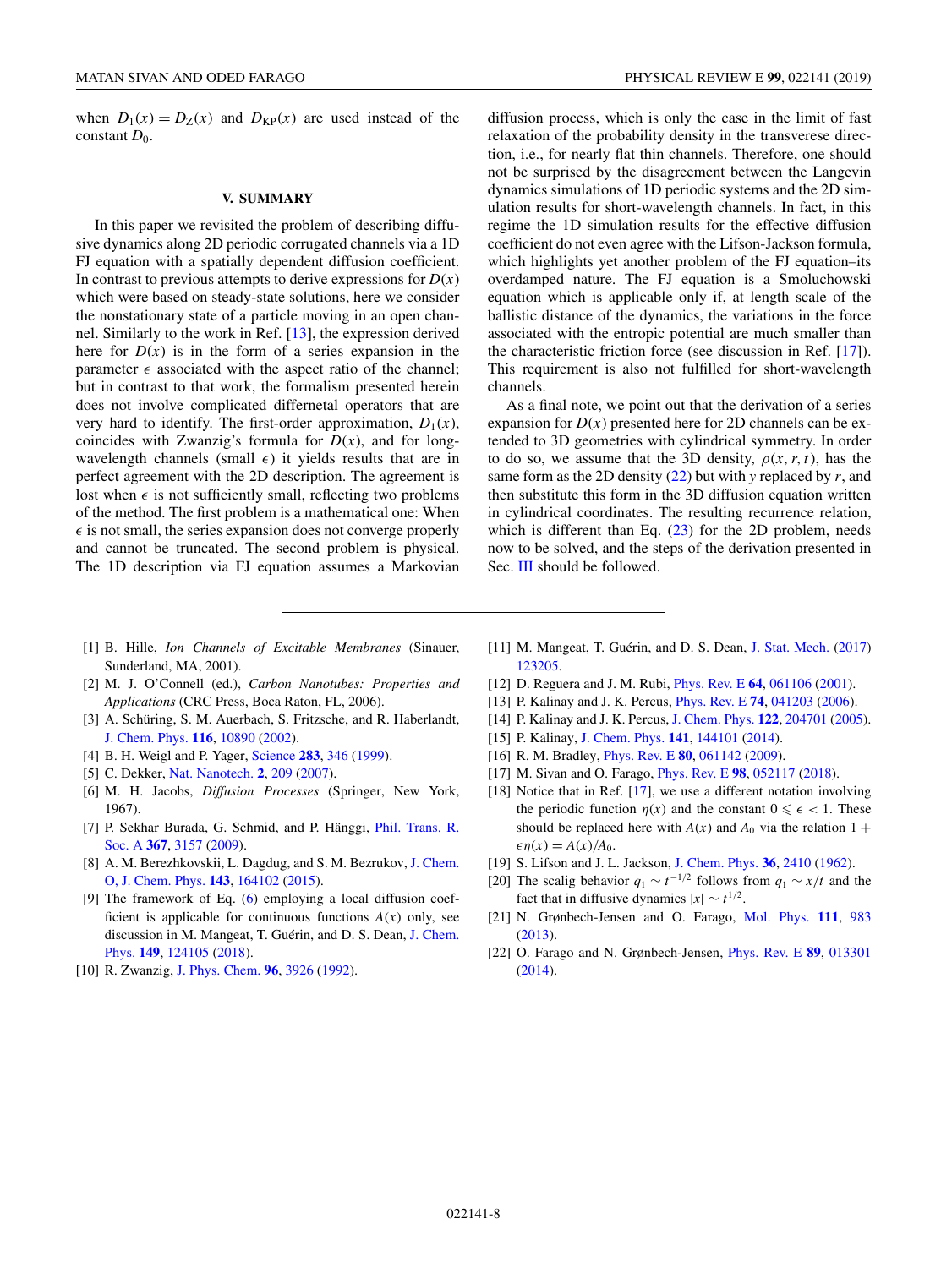when $D_1(x) = D_Z(x)$ and $D_{KP}(x)$ are used instead of the constant $D_0$.

## V. SUMMARY

In this paper we revisited the problem of describing diffusive dynamics along 2D periodic corrugated channels via a 1D FJ equation with a spatially dependent diffusion coefficient. In contrast to previous attempts to derive expressions for $D(x)$ which were based on steady-state solutions, here we consider the nonstationary state of a particle moving in an open channel. Similarly to the work in Ref. [13], the expression derived here for $D(x)$ is in the form of a series expansion in the parameter $\epsilon$ associated with the aspect ratio of the channel; but in contrast to that work, the formalism presented here does not involve complicated differnetal operators that are very hard to identify. The first-order approximation, $D_1(x)$, coincides with Zwanzig's formula for $D(x)$, and for long-wavelength channels (small $\epsilon$) it yields results that are in perfect agreement with the 2D density. The agreement is lost when $\epsilon$ is not sufficiently small, reflecting two problems of the method. The first problem is a mathematical one: When $\epsilon$ is not small, the series expansion does not converge properly and cannot be truncated. The second problem is physical. The 1D description via FJ equation assumes a Markovian diffusion process, which is only the case in the limit of fast relaxation of the probability density in the transverese direction, i.e., for nearly flat thin channels. Therefore, one should not be surprised by the disagreement between the Langevin dynamics simulations of 1D periodic systems and the 2D simulation results for short-wavelength channels. In fact, in this regime the 1D simulation results for the effective diffusion coefficient do not even agree with the Lifson-Jackson formula, which highlights yet another problem of the FJ equation–its overdamped nature. The FJ equation is a Smoluchowski equation which is applicable only if, at length scale of the ballistic distance of the dynamics, the variations in the force associated with the entropic potential are much smaller than the characteristic friction force (see discussion in Ref. [17]). This requirement is also not fulfilled for short-wavelength channels.

As a final note, we point out that the derivation of a series expansion for $D(x)$ presented here for 2D channels can be extended to 3D geometries with cylindrical symmetry. In order to do so, we assume that the 3D density, $\rho(x, r, t)$, has the same form as the 2D density (22) but with $y$ replaced by $r$, and then substitute this form in the 3D diffusion equation written in cylindrical coordinates. The resulting recurrence relation, which is different than Eq. (23) for the 2D problem, needs now to be solved, and the steps of the derivation presented in Sec. III should be followed.

---

[1] B. Hille, *Ion Channels of Excitable Membranes* (Sinauer, Sunderland, MA, 2001).

[2] M. J. O'Connell (ed.), *Carbon Nanotubes: Properties and Applications* (CRC Press, Boca Raton, FL, 2006).

[3] A. Schüring, S. M. Auerbach, S. Fritzsche, and R. Haberlandt, J. Chem. Phys. **116**, 10890 (2002).

[4] B. H. Weigl and P. Yager, Science **283**, 346 (1999).

[5] C. Dekker, Nat. Nanotech. **2**, 209 (2007).

[6] M. H. Jacobs, *Diffusion Processes* (Springer, New York, 1967).

[7] P. Sekhar Burada, G. Schmid, and P. Hänggi, Phil. Trans. R. Soc. A **367**, 3157 (2009).

[8] A. M. Berezhkovskii, L. Dagdug, and S. M. Bezrukov, J. Chem. O, J. Chem. Phys. **143**, 164102 (2015).

[9] The framework of Eq. (6) employing a local diffusion coefficient is applicable for continuous functions $A(x)$ only, see discussion in M. Mangeat, T. Guérin, and D. S. Dean, J. Chem. Phys. **149**, 124105 (2018).

[10] R. Zwanzig, J. Phys. Chem. **96**, 3926 (1992).

[11] M. Mangeat, T. Guérin, and D. S. Dean, J. Stat. Mech. (2017) 123205.

[12] D. Reguera and J. M. Rubi, Phys. Rev. E **64**, 061106 (2001).

[13] P. Kalinay and J. K. Percus, Phys. Rev. E **74**, 041203 (2006).

[14] P. Kalinay and J. K. Percus, J. Chem. Phys. **122**, 204701 (2005).

[15] P. Kalinay, J. Chem. Phys. **141**, 144101 (2014).

[16] R. M. Bradley, Phys. Rev. E **80**, 061142 (2009).

[17] M. Sivan and O. Farago, Phys. Rev. E **98**, 052117 (2018).

[18] Notice that in Ref. [17], we use a different notation involving the periodic function $\eta(x)$ and the constant $0 \leqslant \epsilon < 1$. These should be replaced here with $A(x)$ and $A_0$ via the relation $1 + \epsilon\eta(x) = A(x)/A_0$.

[19] S. Lifson and J. L. Jackson, J. Chem. Phys. **36**, 2410 (1962).

[20] The scalig behavior $q_1 \sim t^{-1/2}$ follows from $q_1 \sim x/t$ and the fact that in diffusive dynamics $|x| \sim t^{1/2}$.

[21] N. Grønbech-Jensen and O. Farago, Mol. Phys. **111**, 983 (2013).

[22] O. Farago and N. Grønbech-Jensen, Phys. Rev. E **89**, 013301 (2014).